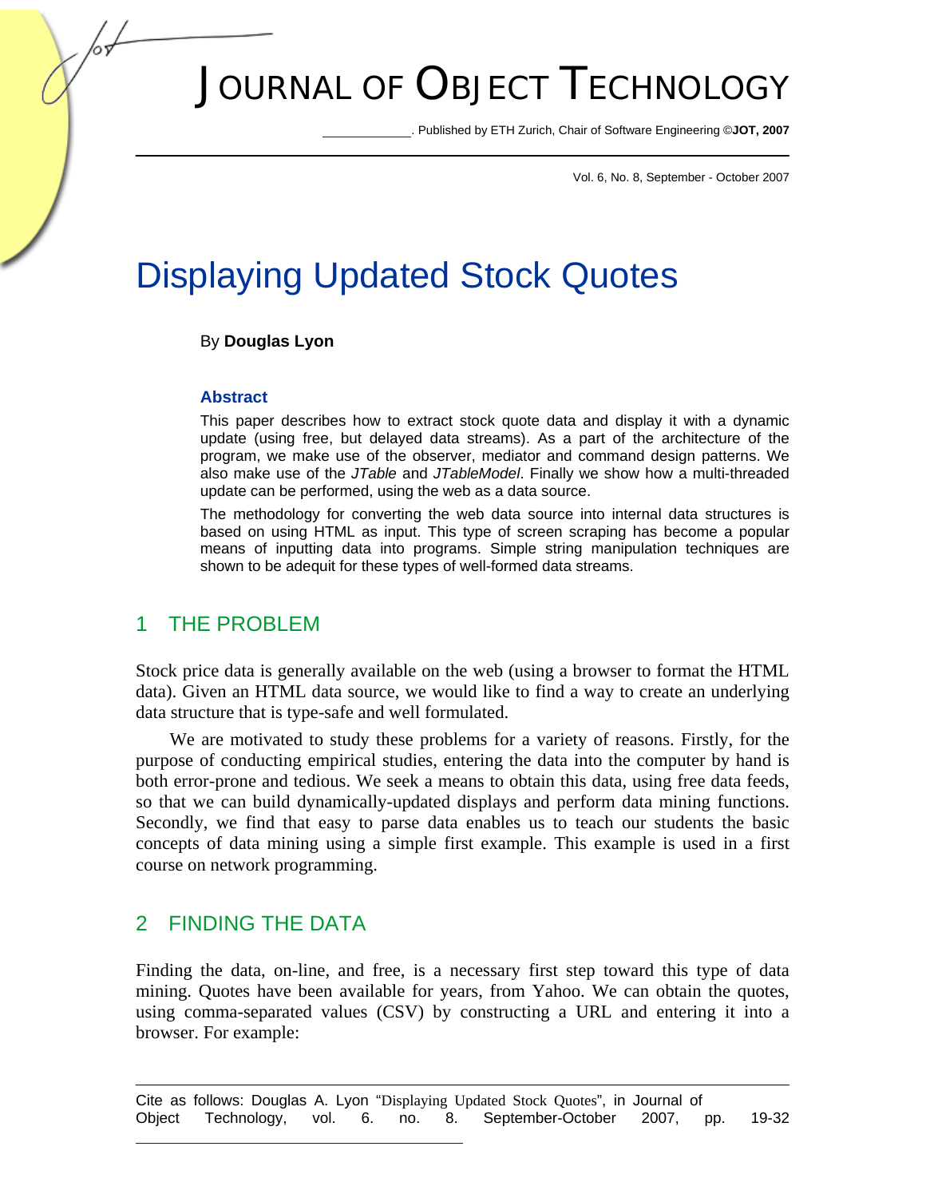# Displaying Updated Stock Quotes

By **Douglas Lyon**

### Abstract

This paper describes how to extract stock quote data and display it with a dynamic update (using free, but delayed data streams). As a part of the architecture of the program, we make use of the observer, mediator and command design patterns. We also make use of the *JTable* and *JTableModel*. Finally we show how a multi-threaded update can be performed, using the web as a data source.

The methodology for converting the web data source into internal data structures is based on using HTML as input. This type of screen scraping has become a popular means of inputting data into programs. Simple string manipulation techniques are shown to be adequit for these types of well-formed data streams.

## 1 THE PROBLEM

Stock price data is generally available on the web (using a browser to format the HTML data). Given an HTML data source, we would like to find a way to create an underlying data structure that is type-safe and well formulated.

We are motivated to study these problems for a variety of reasons. Firstly, for the purpose of conducting empirical studies, entering the data into the computer by hand is both error-prone and tedious. We seek a means to obtain this data, using free data feeds, so that we can build dynamically-updated displays and perform data mining functions. Secondly, we find that easy to parse data enables us to teach our students the basic concepts of data mining using a simple first example. This example is used in a first course on network programming.

## 2 FINDING THE DATA

Finding the data, on-line, and free, is a necessary first step toward this type of data mining. Quotes have been available for years, from Yahoo. We can obtain the quotes, using comma-separated values (CSV) by constructing a URL and entering it into a browser. For example:

Cite as follows: Douglas A. Lyon "Displaying Updated Stock Quotes", in Journal of Object Technology, vol. 6. no. 8. September-October 2007, pp. 19-32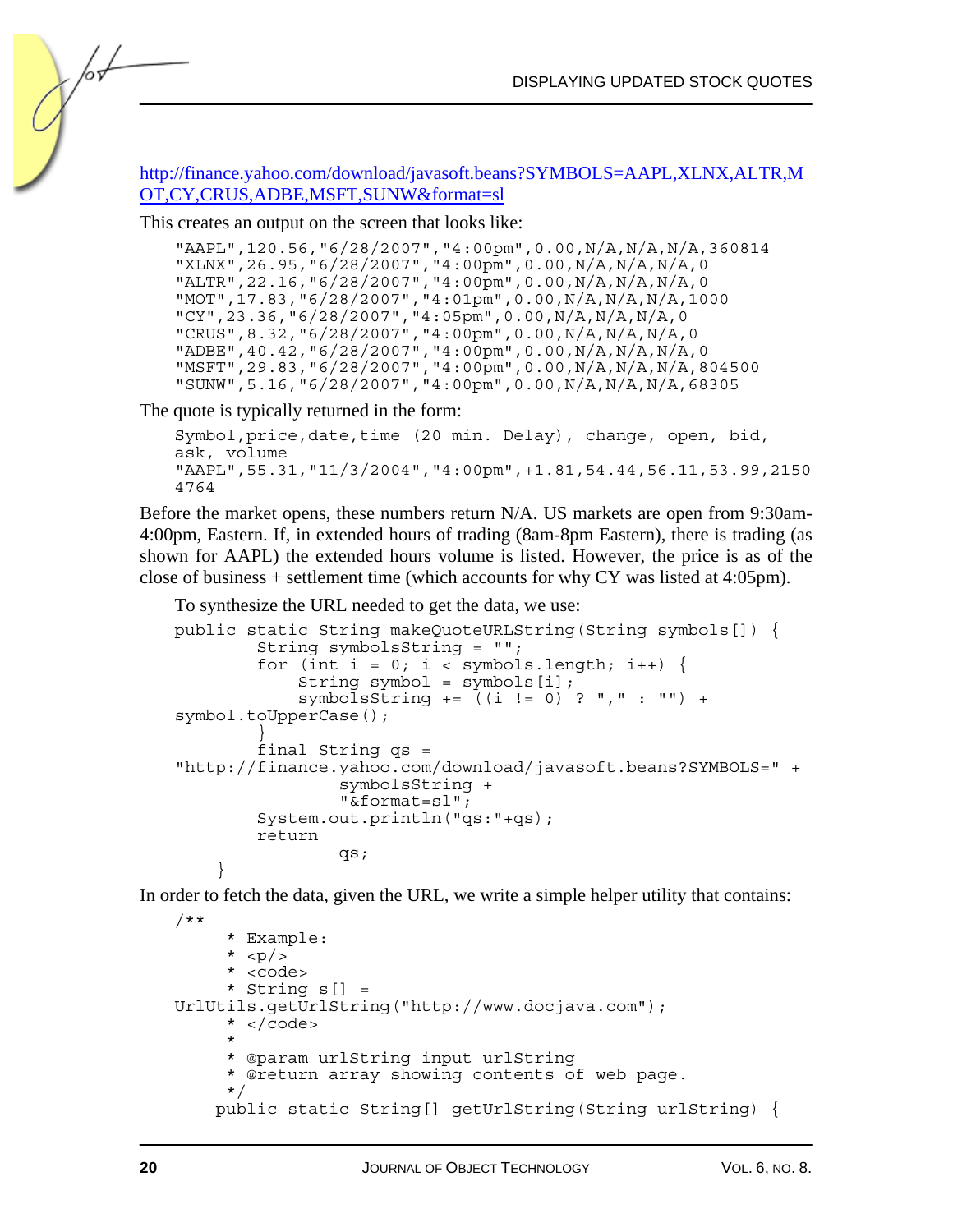http://finance.yahoo.com/download/javasoft.beans?SYMBOLS=AAPL,XLNX,ALTR,MOT,CY,CRUS,ADBE,MSFT,SUNW&format=sl

This creates an output on the screen that looks like:

```
"AAPL",120.56,"6/28/2007","4:00pm",0.00,N/A,N/A,N/A,360814
"XLNX",26.95,"6/28/2007","4:00pm",0.00,N/A,N/A,N/A,0
"ALTR",22.16,"6/28/2007","4:00pm",0.00,N/A,N/A,N/A,0
"MOT",17.83,"6/28/2007","4:01pm",0.00,N/A,N/A,N/A,1000
"CY",23.36,"6/28/2007","4:05pm",0.00,N/A,N/A,N/A,0
"CRUS",8.32,"6/28/2007","4:00pm",0.00,N/A,N/A,N/A,0
"ADBE",40.42,"6/28/2007","4:00pm",0.00,N/A,N/A,N/A,0
"MSFT",29.83,"6/28/2007","4:00pm",0.00,N/A,N/A,N/A,804500
"SUNW",5.16,"6/28/2007","4:00pm",0.00,N/A,N/A,N/A,68305
```

The quote is typically returned in the form:

```
Symbol,price,date,time (20 min. Delay), change, open, bid,
ask, volume
"AAPL",55.31,"11/3/2004","4:00pm",+1.81,54.44,56.11,53.99,2150
4764
```

Before the market opens, these numbers return N/A. US markets are open from 9:30am-4:00pm, Eastern. If, in extended hours of trading (8am-8pm Eastern), there is trading (as shown for AAPL) the extended hours volume is listed. However, the price is as of the close of business + settlement time (which accounts for why CY was listed at 4:05pm).

To synthesize the URL needed to get the data, we use:

```
public static String makeQuoteURLString(String symbols[]) {
        String symbolsString = "";
        for (int i = 0; i < symbols.length; i++) {
            String symbol = symbols[i];
            symbolsString += ((i != 0) ? "," : "") +
symbol.toUpperCase();
        }
        final String qs =
"http://finance.yahoo.com/download/javasoft.beans?SYMBOLS=" +
                symbolsString +
                "&format=sl";
        System.out.println("qs:"+qs);
        return
                qs;
    }
```

In order to fetch the data, given the URL, we write a simple helper utility that contains:

```
/**
     * Example:
     * <p/>
     * <code>
     * String s[] =
UrlUtils.getUrlString("http://www.docjava.com");
     * </code>
     *
     * @param urlString input urlString
     * @return array showing contents of web page.
     */
    public static String[] getUrlString(String urlString) {
```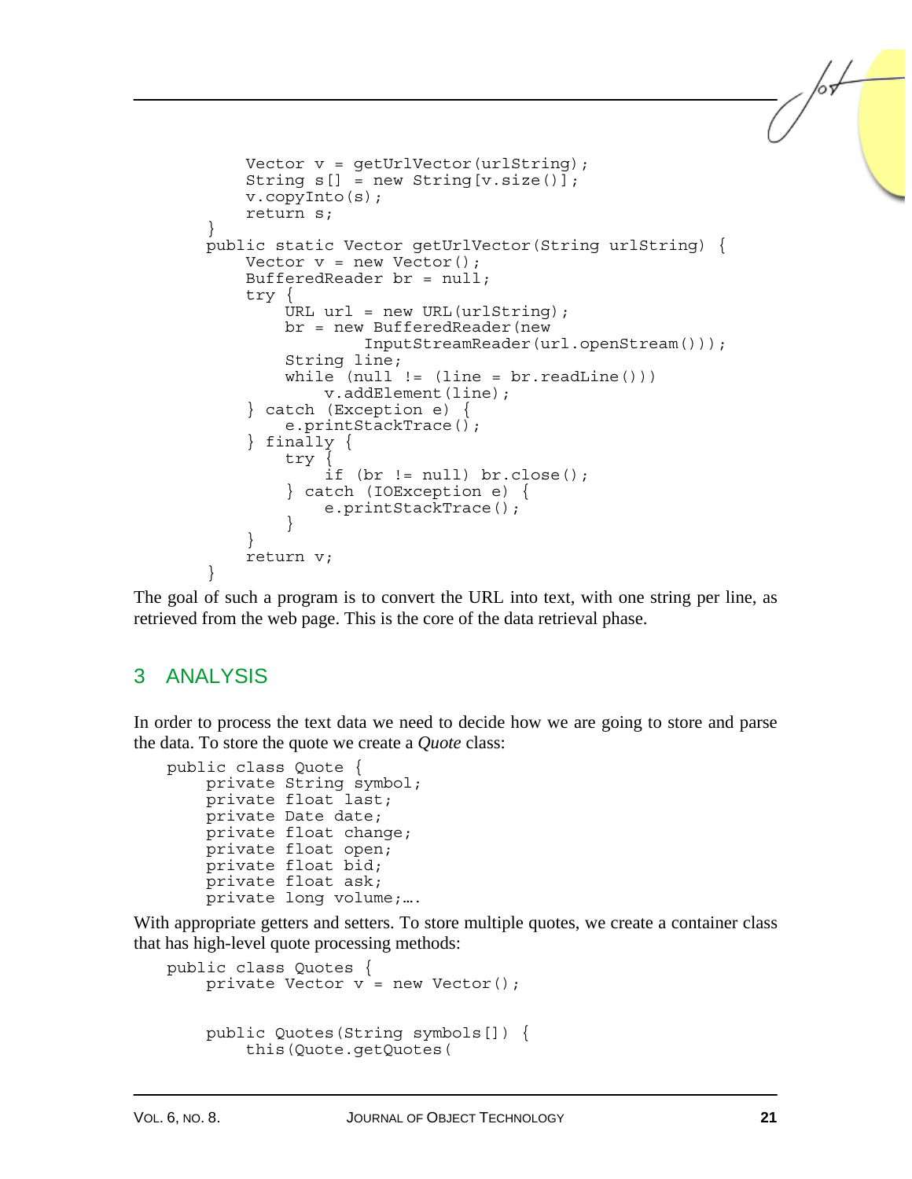```
        Vector v = getUrlVector(urlString);
        String s[] = new String[v.size()];
        v.copyInto(s);
        return s;
    }
    public static Vector getUrlVector(String urlString) {
        Vector v = new Vector();
        BufferedReader br = null;
        try {
            URL url = new URL(urlString);
            br = new BufferedReader(new
                    InputStreamReader(url.openStream()));
            String line;
            while (null != (line = br.readLine()))
                v.addElement(line);
        } catch (Exception e) {
            e.printStackTrace();
        } finally {
            try {
                if (br != null) br.close();
            } catch (IOException e) {
                e.printStackTrace();
            }
        }
        return v;
    }
```

The goal of such a program is to convert the URL into text, with one string per line, as retrieved from the web page. This is the core of the data retrieval phase.

## 3 ANALYSIS

In order to process the text data we need to decide how we are going to store and parse the data. To store the quote we create a *Quote* class:

```
public class Quote {
    private String symbol;
    private float last;
    private Date date;
    private float change;
    private float open;
    private float bid;
    private float ask;
    private long volume;….
```

With appropriate getters and setters. To store multiple quotes, we create a container class that has high-level quote processing methods:

```
public class Quotes {
    private Vector v = new Vector();


    public Quotes(String symbols[]) {
        this(Quote.getQuotes(
```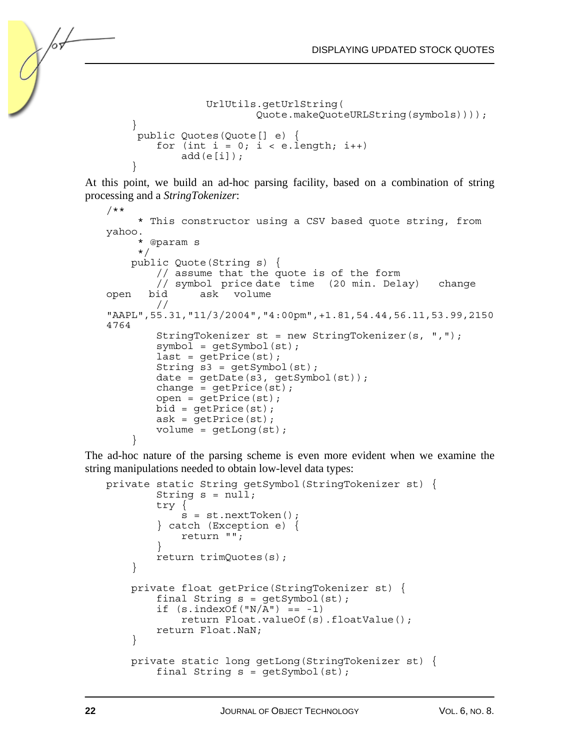```
                UrlUtils.getUrlString(
                        Quote.makeQuoteURLString(symbols))));
    }
     public Quotes(Quote[] e) {
        for (int i = 0; i < e.length; i++)
            add(e[i]);
    }
```

At this point, we build an ad-hoc parsing facility, based on a combination of string processing and a *StringTokenizer*:

```
/**
     * This constructor using a CSV based quote string, from
yahoo.
     * @param s
     */
    public Quote(String s) {
        // assume that the quote is of the form
        // symbol price date  time  (20 min. Delay)   change
open   bid      ask   volume
        //
"AAPL",55.31,"11/3/2004","4:00pm",+1.81,54.44,56.11,53.99,2150
4764
        StringTokenizer st = new StringTokenizer(s, ",");
        symbol = getSymbol(st);
        last = getPrice(st);
        String s3 = getSymbol(st);
        date = getDate(s3, getSymbol(st));
        change = getPrice(st);
        open = getPrice(st);
        bid = getPrice(st);
        ask = getPrice(st);
        volume = getLong(st);
    }
```

The ad-hoc nature of the parsing scheme is even more evident when we examine the string manipulations needed to obtain low-level data types:

```
private static String getSymbol(StringTokenizer st) {
        String s = null;
        try {
            s = st.nextToken();
        } catch (Exception e) {
            return "";
        }
        return trimQuotes(s);
    }

    private float getPrice(StringTokenizer st) {
        final String s = getSymbol(st);
        if (s.indexOf("N/A") == -1)
            return Float.valueOf(s).floatValue();
        return Float.NaN;
    }

    private static long getLong(StringTokenizer st) {
        final String s = getSymbol(st);
```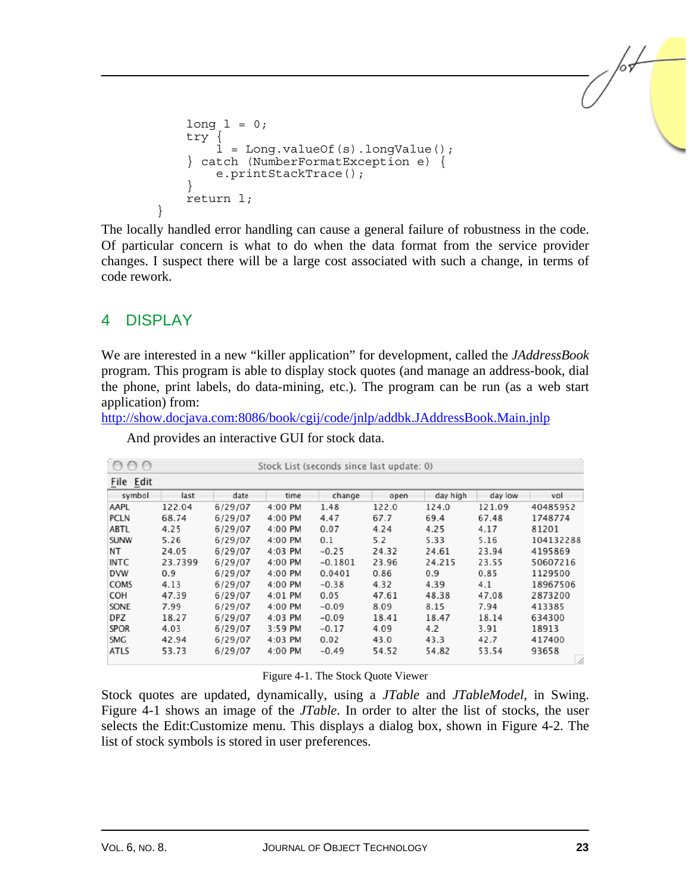```
        long l = 0;
        try {
            l = Long.valueOf(s).longValue();
        } catch (NumberFormatException e) {
            e.printStackTrace();
        }
        return l;
    }
```

The locally handled error handling can cause a general failure of robustness in the code. Of particular concern is what to do when the data format from the service provider changes. I suspect there will be a large cost associated with such a change, in terms of code rework.

## 4 DISPLAY

We are interested in a new "killer application" for development, called the *JAddressBook* program. This program is able to display stock quotes (and manage an address-book, dial the phone, print labels, do data-mining, etc.). The program can be run (as a web start application) from:
http://show.docjava.com:8086/book/cgij/code/jnlp/addbk.JAddressBook.Main.jnlp

And provides an interactive GUI for stock data.

Stock List (seconds since last update: 0)

File Edit

| symbol | last | date | time | change | open | day high | day low | vol |
|---|---|---|---|---|---|---|---|---|
| AAPL | 122.04 | 6/29/07 | 4:00 PM | 1.48 | 122.0 | 124.0 | 121.09 | 40485952 |
| PCLN | 68.74 | 6/29/07 | 4:00 PM | 4.47 | 67.7 | 69.4 | 67.48 | 1748774 |
| ABTL | 4.25 | 6/29/07 | 4:00 PM | 0.07 | 4.24 | 4.25 | 4.17 | 81201 |
| SUNW | 5.26 | 6/29/07 | 4:00 PM | 0.1 | 5.2 | 5.33 | 5.16 | 104132288 |
| NT | 24.05 | 6/29/07 | 4:03 PM | -0.25 | 24.32 | 24.61 | 23.94 | 4195869 |
| INTC | 23.7399 | 6/29/07 | 4:00 PM | -0.1801 | 23.96 | 24.215 | 23.55 | 50607216 |
| DVW | 0.9 | 6/29/07 | 4:00 PM | 0.0401 | 0.86 | 0.9 | 0.85 | 1129500 |
| COMS | 4.13 | 6/29/07 | 4:00 PM | -0.38 | 4.32 | 4.39 | 4.1 | 18967506 |
| COH | 47.39 | 6/29/07 | 4:01 PM | 0.05 | 47.61 | 48.38 | 47.08 | 2873200 |
| SONE | 7.99 | 6/29/07 | 4:00 PM | -0.09 | 8.09 | 8.15 | 7.94 | 413385 |
| DPZ | 18.27 | 6/29/07 | 4:03 PM | -0.09 | 18.41 | 18.47 | 18.14 | 634300 |
| SPOR | 4.03 | 6/29/07 | 3:59 PM | -0.17 | 4.09 | 4.2 | 3.91 | 18913 |
| SMG | 42.94 | 6/29/07 | 4:03 PM | 0.02 | 43.0 | 43.3 | 42.7 | 417400 |
| ATLS | 53.73 | 6/29/07 | 4:00 PM | -0.49 | 54.52 | 54.82 | 53.54 | 93658 |

Figure 4-1. The Stock Quote Viewer

Stock quotes are updated, dynamically, using a *JTable* and *JTableModel*, in Swing. Figure 4-1 shows an image of the *JTable*. In order to alter the list of stocks, the user selects the Edit:Customize menu. This displays a dialog box, shown in Figure 4-2. The list of stock symbols is stored in user preferences.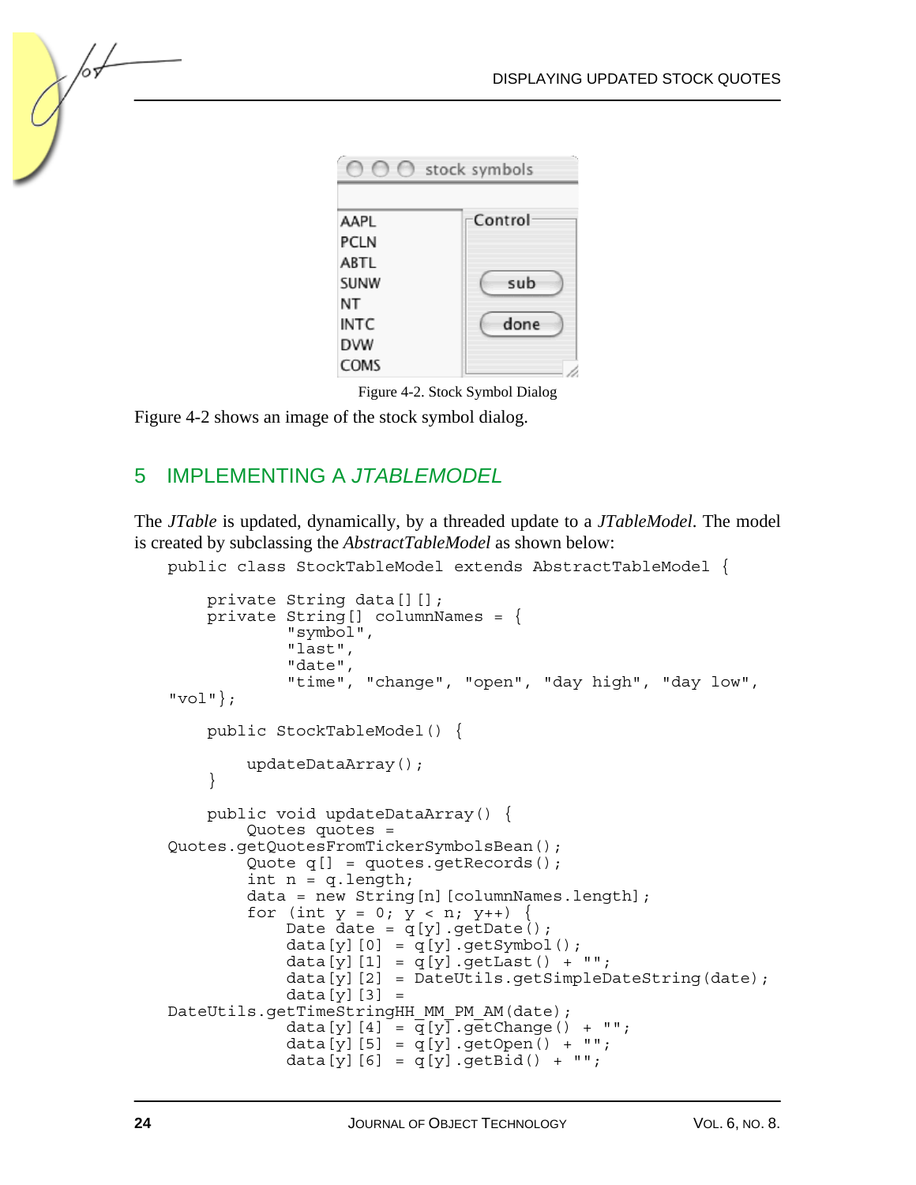Figure 4-2. Stock Symbol Dialog

Figure 4-2 shows an image of the stock symbol dialog.

## 5 IMPLEMENTING A *JTABLEMODEL*

The *JTable* is updated, dynamically, by a threaded update to a *JTableModel*. The model is created by subclassing the *AbstractTableModel* as shown below:

```
public class StockTableModel extends AbstractTableModel {

    private String data[][];
    private String[] columnNames = {
            "symbol",
            "last",
            "date",
            "time", "change", "open", "day high", "day low",
"vol"};

    public StockTableModel() {

        updateDataArray();
    }

    public void updateDataArray() {
        Quotes quotes =
Quotes.getQuotesFromTickerSymbolsBean();
        Quote q[] = quotes.getRecords();
        int n = q.length;
        data = new String[n][columnNames.length];
        for (int y = 0; y < n; y++) {
            Date date = q[y].getDate();
            data[y][0] = q[y].getSymbol();
            data[y][1] = q[y].getLast() + "";
            data[y][2] = DateUtils.getSimpleDateString(date);
            data[y][3] =
DateUtils.getTimeStringHH_MM_PM_AM(date);
            data[y][4] = q[y].getChange() + "";
            data[y][5] = q[y].getOpen() + "";
            data[y][6] = q[y].getBid() + "";
```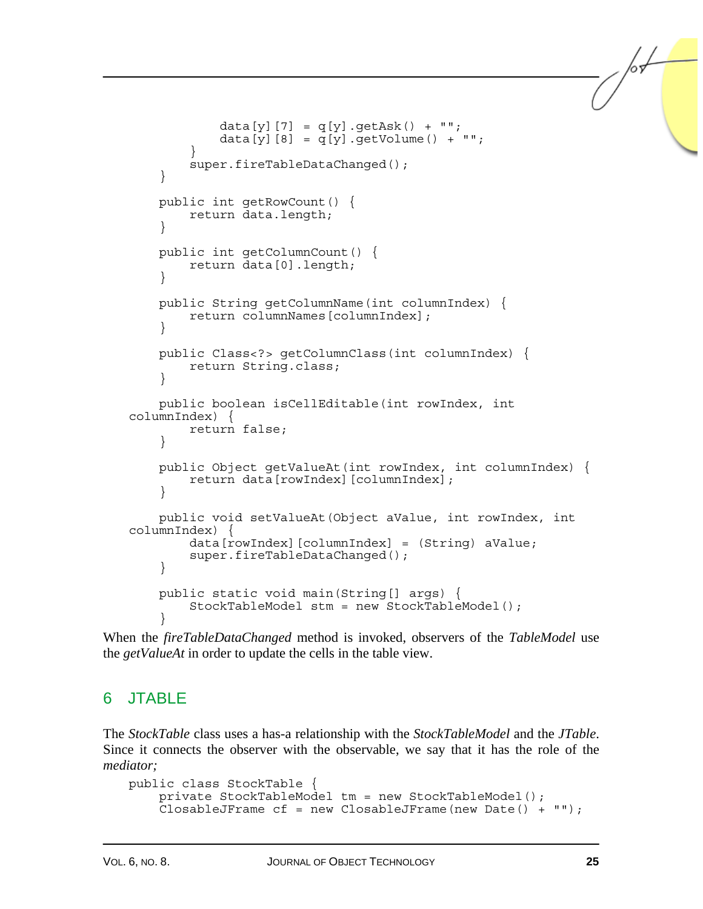```
            data[y][7] = q[y].getAsk() + "";
            data[y][8] = q[y].getVolume() + "";
        }
        super.fireTableDataChanged();
    }

    public int getRowCount() {
        return data.length;
    }

    public int getColumnCount() {
        return data[0].length;
    }

    public String getColumnName(int columnIndex) {
        return columnNames[columnIndex];
    }

    public Class<?> getColumnClass(int columnIndex) {
        return String.class;
    }

    public boolean isCellEditable(int rowIndex, int
columnIndex) {
        return false;
    }

    public Object getValueAt(int rowIndex, int columnIndex) {
        return data[rowIndex][columnIndex];
    }

    public void setValueAt(Object aValue, int rowIndex, int
columnIndex) {
        data[rowIndex][columnIndex] = (String) aValue;
        super.fireTableDataChanged();
    }

    public static void main(String[] args) {
        StockTableModel stm = new StockTableModel();
    }
```

When the *fireTableDataChanged* method is invoked, observers of the *TableModel* use the *getValueAt* in order to update the cells in the table view.

## 6 JTABLE

The *StockTable* class uses a has-a relationship with the *StockTableModel* and the *JTable*. Since it connects the observer with the observable, we say that it has the role of the *mediator;*

```
public class StockTable {
    private StockTableModel tm = new StockTableModel();
    ClosableJFrame cf = new ClosableJFrame(new Date() + "");
```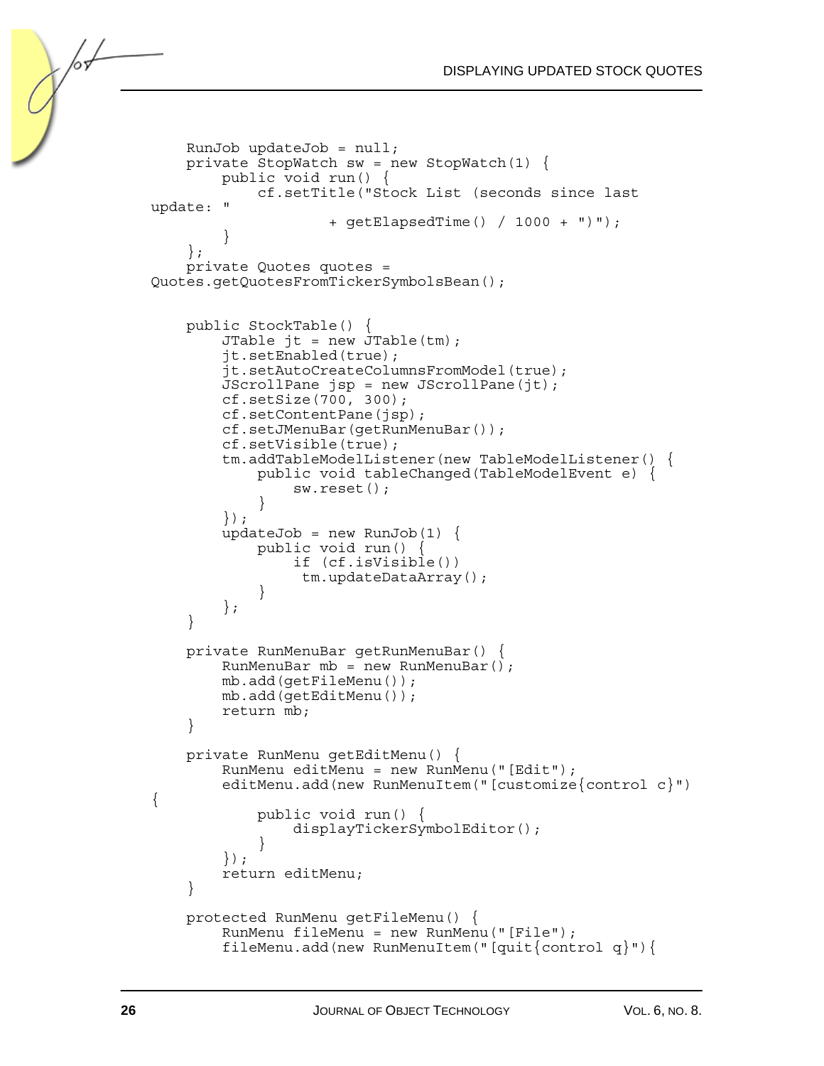```
    RunJob updateJob = null;
    private StopWatch sw = new StopWatch(1) {
        public void run() {
            cf.setTitle("Stock List (seconds since last
update: "
                    + getElapsedTime() / 1000 + ")");
        }
    };
    private Quotes quotes =
Quotes.getQuotesFromTickerSymbolsBean();


    public StockTable() {
        JTable jt = new JTable(tm);
        jt.setEnabled(true);
        jt.setAutoCreateColumnsFromModel(true);
        JScrollPane jsp = new JScrollPane(jt);
        cf.setSize(700, 300);
        cf.setContentPane(jsp);
        cf.setJMenuBar(getRunMenuBar());
        cf.setVisible(true);
        tm.addTableModelListener(new TableModelListener() {
            public void tableChanged(TableModelEvent e) {
                sw.reset();
            }
        });
        updateJob = new RunJob(1) {
            public void run() {
                if (cf.isVisible())
                 tm.updateDataArray();
            }
        };
    }

    private RunMenuBar getRunMenuBar() {
        RunMenuBar mb = new RunMenuBar();
        mb.add(getFileMenu());
        mb.add(getEditMenu());
        return mb;
    }

    private RunMenu getEditMenu() {
        RunMenu editMenu = new RunMenu("[Edit");
        editMenu.add(new RunMenuItem("[customize{control c}")
{
            public void run() {
                displayTickerSymbolEditor();
            }
        });
        return editMenu;
    }

    protected RunMenu getFileMenu() {
        RunMenu fileMenu = new RunMenu("[File");
        fileMenu.add(new RunMenuItem("[quit{control q}"){
```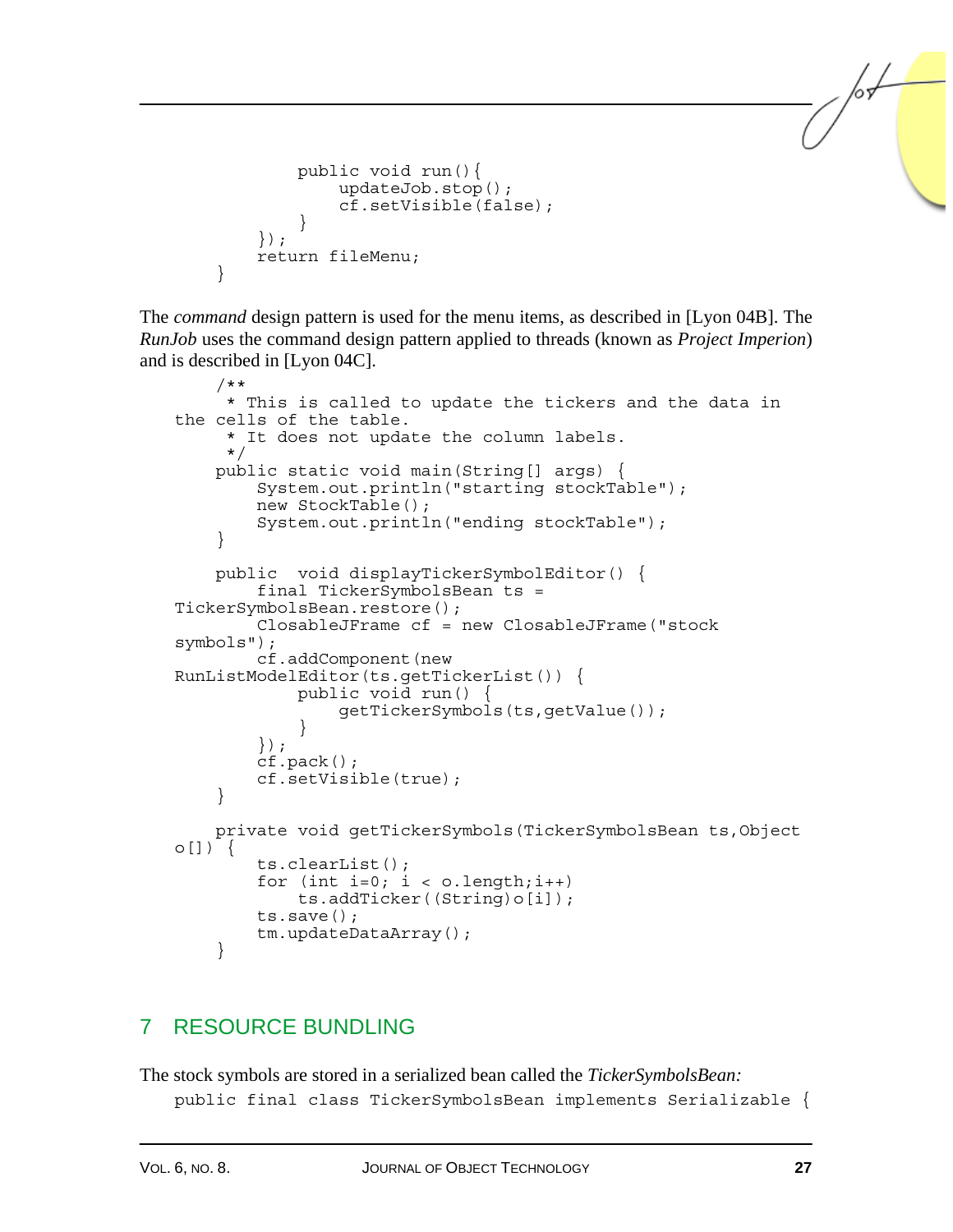```
            public void run(){
                updateJob.stop();
                cf.setVisible(false);
            }
        });
        return fileMenu;
    }
```

The *command* design pattern is used for the menu items, as described in [Lyon 04B]. The *RunJob* uses the command design pattern applied to threads (known as *Project Imperion*) and is described in [Lyon 04C].

```
    /**
     * This is called to update the tickers and the data in
the cells of the table.
     * It does not update the column labels.
     */
    public static void main(String[] args) {
        System.out.println("starting stockTable");
        new StockTable();
        System.out.println("ending stockTable");
    }

    public  void displayTickerSymbolEditor() {
        final TickerSymbolsBean ts =
TickerSymbolsBean.restore();
        ClosableJFrame cf = new ClosableJFrame("stock
symbols");
        cf.addComponent(new
RunListModelEditor(ts.getTickerList()) {
            public void run() {
                getTickerSymbols(ts,getValue());
            }
        });
        cf.pack();
        cf.setVisible(true);
    }

    private void getTickerSymbols(TickerSymbolsBean ts,Object
o[]) {
        ts.clearList();
        for (int i=0; i < o.length;i++)
            ts.addTicker((String)o[i]);
        ts.save();
        tm.updateDataArray();
    }
```

## 7 RESOURCE BUNDLING

The stock symbols are stored in a serialized bean called the *TickerSymbolsBean:*

```
public final class TickerSymbolsBean implements Serializable {
```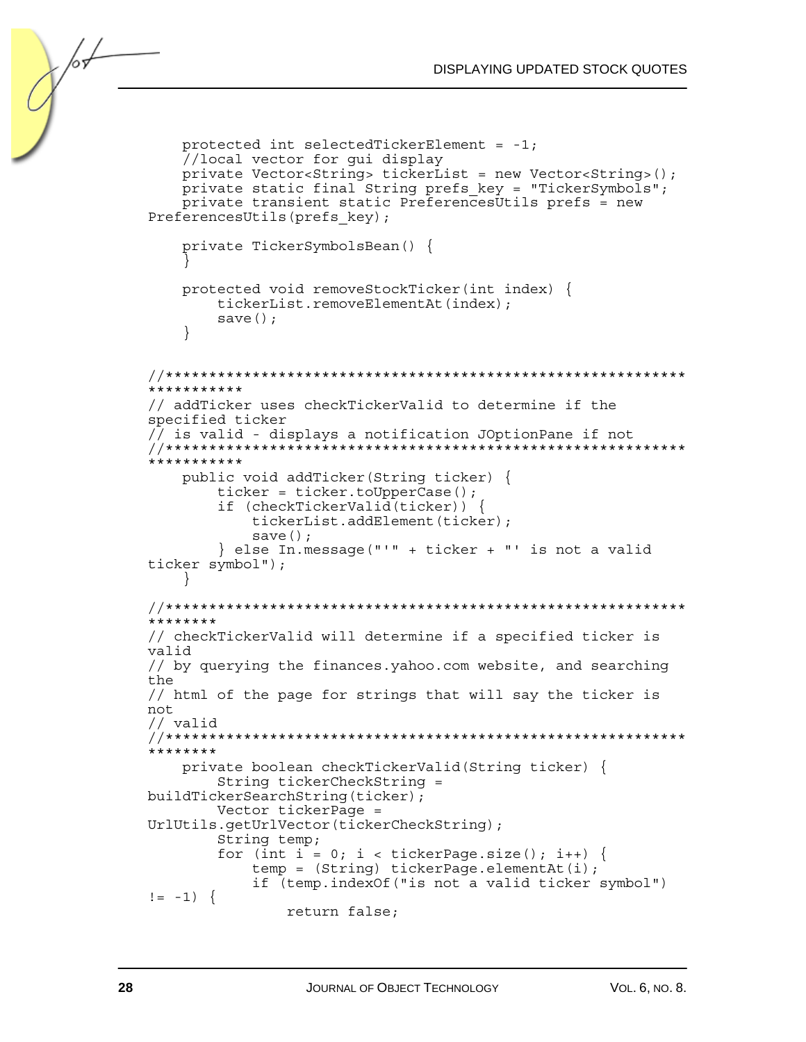```
    protected int selectedTickerElement = -1;
    //local vector for gui display
    private Vector<String> tickerList = new Vector<String>();
    private static final String prefs_key = "TickerSymbols";
    private transient static PreferencesUtils prefs = new
PreferencesUtils(prefs_key);

    private TickerSymbolsBean() {
    }

    protected void removeStockTicker(int index) {
        tickerList.removeElementAt(index);
        save();
    }

//**************************************************************
***********
// addTicker uses checkTickerValid to determine if the
specified ticker
// is valid - displays a notification JOptionPane if not
//**************************************************************
***********
    public void addTicker(String ticker) {
        ticker = ticker.toUpperCase();
        if (checkTickerValid(ticker)) {
            tickerList.addElement(ticker);
            save();
        } else In.message("'" + ticker + "' is not a valid
ticker symbol");
    }

//**************************************************************
********
// checkTickerValid will determine if a specified ticker is
valid
// by querying the finances.yahoo.com website, and searching
the
// html of the page for strings that will say the ticker is
not
// valid
//**************************************************************
********
    private boolean checkTickerValid(String ticker) {
        String tickerCheckString =
buildTickerSearchString(ticker);
        Vector tickerPage =
UrlUtils.getUrlVector(tickerCheckString);
        String temp;
        for (int i = 0; i < tickerPage.size(); i++) {
            temp = (String) tickerPage.elementAt(i);
            if (temp.indexOf("is not a valid ticker symbol")
!= -1) {
                return false;
```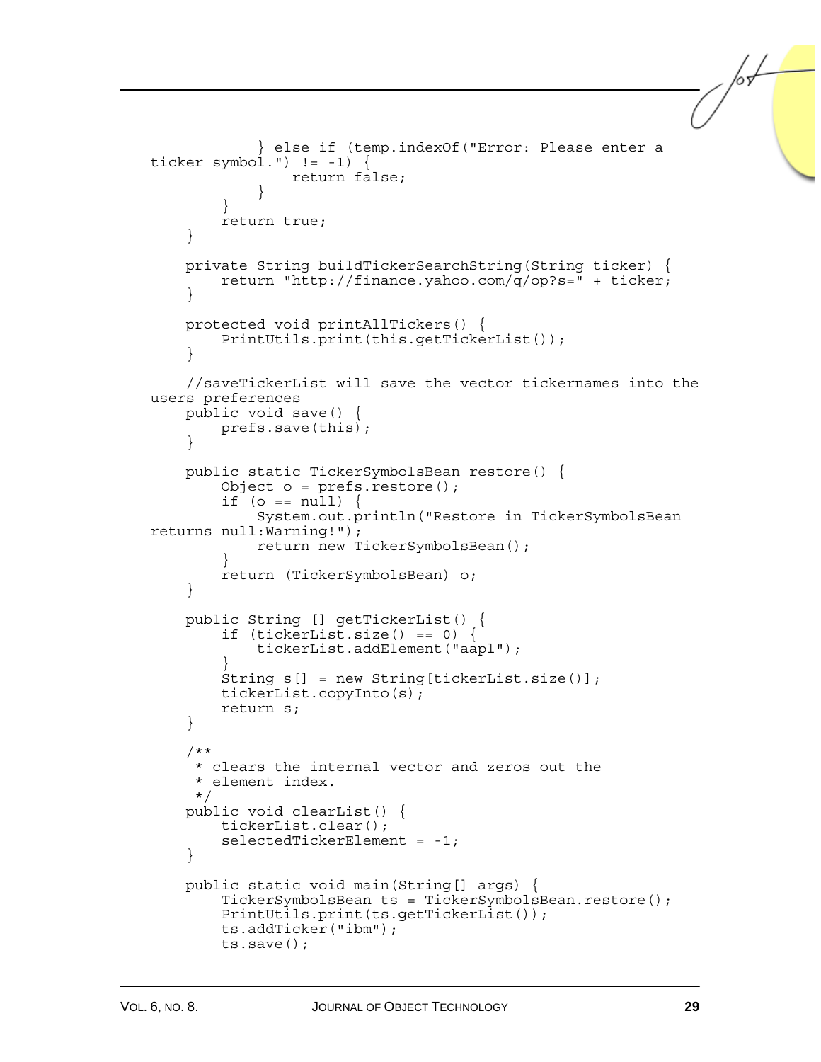```
            } else if (temp.indexOf("Error: Please enter a
ticker symbol.") != -1) {
                return false;
            }
        }
        return true;
    }

    private String buildTickerSearchString(String ticker) {
        return "http://finance.yahoo.com/q/op?s=" + ticker;
    }

    protected void printAllTickers() {
        PrintUtils.print(this.getTickerList());
    }

    //saveTickerList will save the vector tickernames into the
users preferences
    public void save() {
        prefs.save(this);
    }

    public static TickerSymbolsBean restore() {
        Object o = prefs.restore();
        if (o == null) {
            System.out.println("Restore in TickerSymbolsBean
returns null:Warning!");
            return new TickerSymbolsBean();
        }
        return (TickerSymbolsBean) o;
    }

    public String [] getTickerList() {
        if (tickerList.size() == 0) {
            tickerList.addElement("aapl");
        }
        String s[] = new String[tickerList.size()];
        tickerList.copyInto(s);
        return s;
    }

    /**
     * clears the internal vector and zeros out the
     * element index.
     */
    public void clearList() {
        tickerList.clear();
        selectedTickerElement = -1;
    }

    public static void main(String[] args) {
        TickerSymbolsBean ts = TickerSymbolsBean.restore();
        PrintUtils.print(ts.getTickerList());
        ts.addTicker("ibm");
        ts.save();
```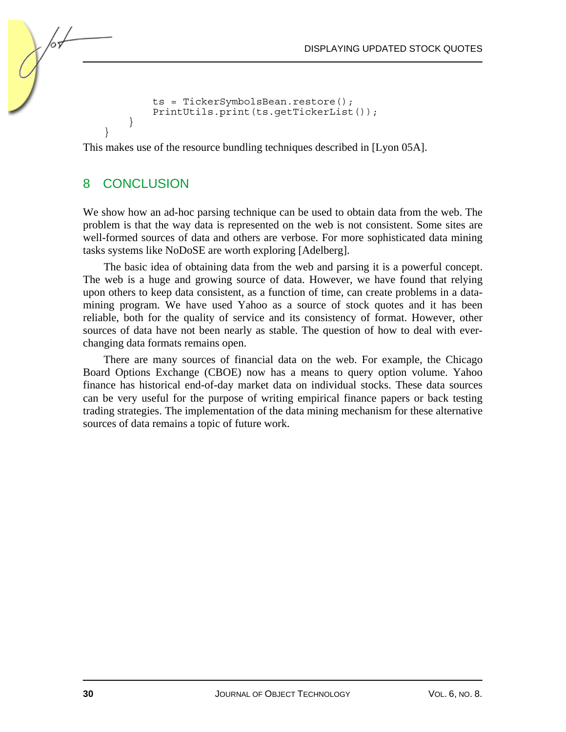```
            ts = TickerSymbolsBean.restore();
            PrintUtils.print(ts.getTickerList());
        }
    }
```

This makes use of the resource bundling techniques described in [Lyon 05A].

## 8 CONCLUSION

We show how an ad-hoc parsing technique can be used to obtain data from the web. The problem is that the way data is represented on the web is not consistent. Some sites are well-formed sources of data and others are verbose. For more sophisticated data mining tasks systems like NoDoSE are worth exploring [Adelberg].

The basic idea of obtaining data from the web and parsing it is a powerful concept. The web is a huge and growing source of data. However, we have found that relying upon others to keep data consistent, as a function of time, can create problems in a data-mining program. We have used Yahoo as a source of stock quotes and it has been reliable, both for the quality of service and its consistency of format. However, other sources of data have not been nearly as stable. The question of how to deal with ever-changing data formats remains open.

There are many sources of financial data on the web. For example, the Chicago Board Options Exchange (CBOE) now has a means to query option volume. Yahoo finance has historical end-of-day market data on individual stocks. These data sources can be very useful for the purpose of writing empirical finance papers or back testing trading strategies. The implementation of the data mining mechanism for these alternative sources of data remains a topic of future work.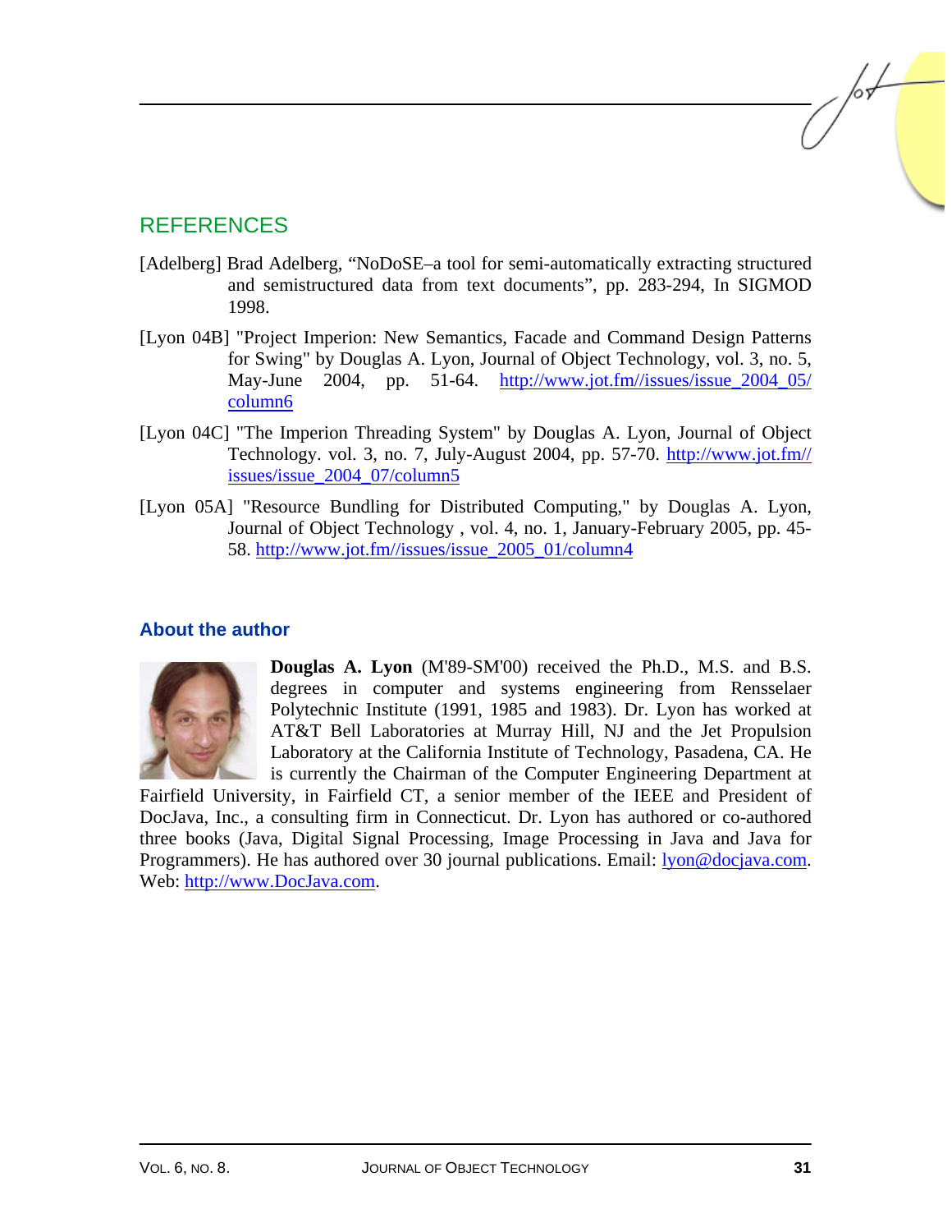## REFERENCES

[Adelberg] Brad Adelberg, “NoDoSE–a tool for semi-automatically extracting structured and semistructured data from text documents”, pp. 283-294, In SIGMOD 1998.

[Lyon 04B] "Project Imperion: New Semantics, Facade and Command Design Patterns for Swing" by Douglas A. Lyon, Journal of Object Technology, vol. 3, no. 5, May-June 2004, pp. 51-64. http://www.jot.fm//issues/issue_2004_05/column6

[Lyon 04C] "The Imperion Threading System" by Douglas A. Lyon, Journal of Object Technology. vol. 3, no. 7, July-August 2004, pp. 57-70. http://www.jot.fm//issues/issue_2004_07/column5

[Lyon 05A] "Resource Bundling for Distributed Computing," by Douglas A. Lyon, Journal of Object Technology , vol. 4, no. 1, January-February 2005, pp. 45-58. http://www.jot.fm//issues/issue_2005_01/column4

### About the author

**Douglas A. Lyon** (M'89-SM'00) received the Ph.D., M.S. and B.S. degrees in computer and systems engineering from Rensselaer Polytechnic Institute (1991, 1985 and 1983). Dr. Lyon has worked at AT&T Bell Laboratories at Murray Hill, NJ and the Jet Propulsion Laboratory at the California Institute of Technology, Pasadena, CA. He is currently the Chairman of the Computer Engineering Department at Fairfield University, in Fairfield CT, a senior member of the IEEE and President of DocJava, Inc., a consulting firm in Connecticut. Dr. Lyon has authored or co-authored three books (Java, Digital Signal Processing, Image Processing in Java and Java for Programmers). He has authored over 30 journal publications. Email: lyon@docjava.com. Web: http://www.DocJava.com.